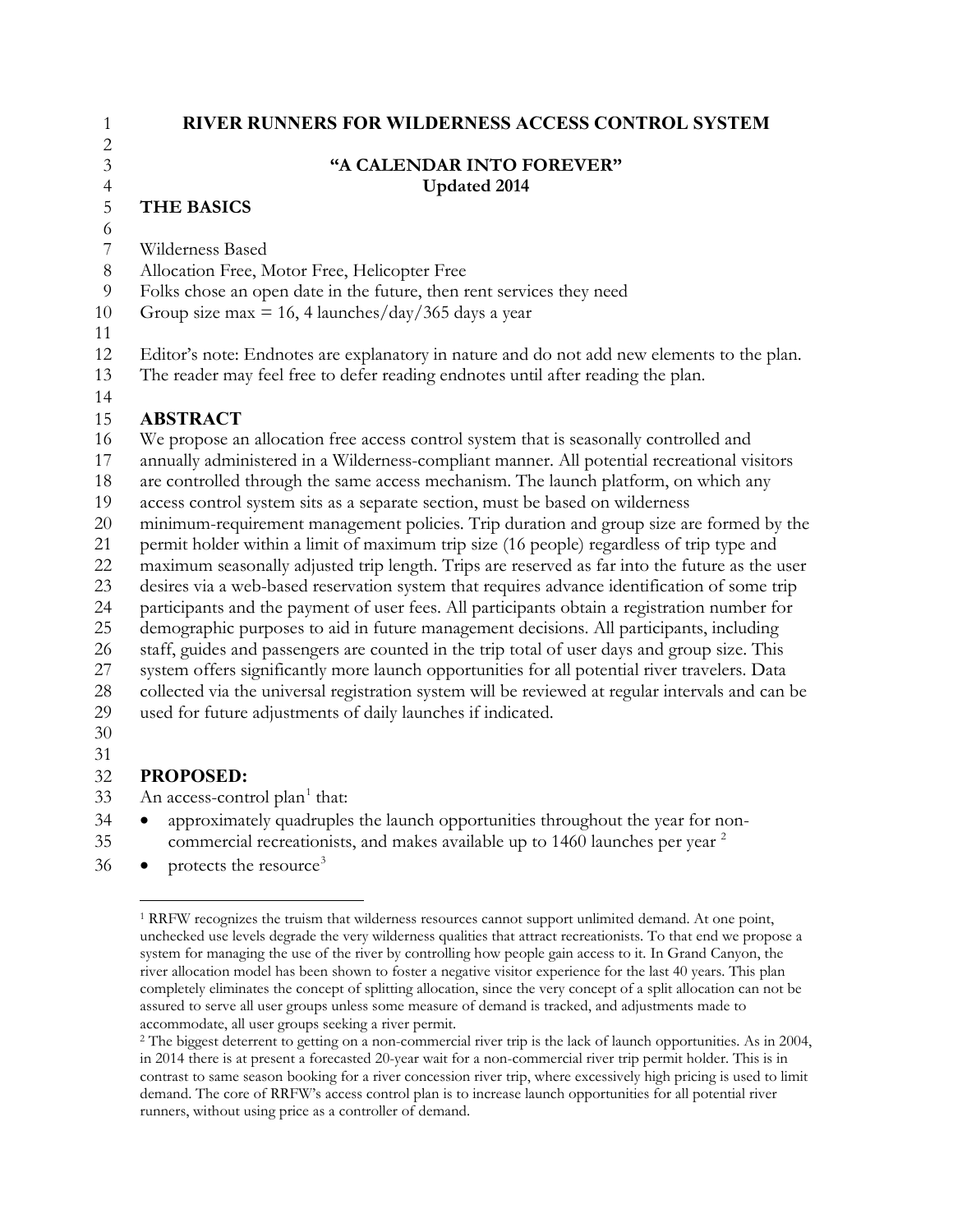# RIVER RUNNERS FOR WILDERNESS ACCESS CONTROL SYSTEM

## "A CALENDAR INTO FOREVER"
## Updated 2014

## THE BASICS

Wilderness Based
Allocation Free, Motor Free, Helicopter Free
Folks chose an open date in the future, then rent services they need
Group size max = 16, 4 launches/day/365 days a year

Editor's note: Endnotes are explanatory in nature and do not add new elements to the plan. The reader may feel free to defer reading endnotes until after reading the plan.

## ABSTRACT

We propose an allocation free access control system that is seasonally controlled and annually administered in a Wilderness-compliant manner. All potential recreational visitors are controlled through the same access mechanism. The launch platform, on which any access control system sits as a separate section, must be based on wilderness minimum-requirement management policies. Trip duration and group size are formed by the permit holder within a limit of maximum trip size (16 people) regardless of trip type and maximum seasonally adjusted trip length. Trips are reserved as far into the future as the user desires via a web-based reservation system that requires advance identification of some trip participants and the payment of user fees. All participants obtain a registration number for demographic purposes to aid in future management decisions. All participants, including staff, guides and passengers are counted in the trip total of user days and group size. This system offers significantly more launch opportunities for all potential river travelers. Data collected via the universal registration system will be reviewed at regular intervals and can be used for future adjustments of daily launches if indicated.

## PROPOSED:

An access-control plan[1] that:

- approximately quadruples the launch opportunities throughout the year for non-commercial recreationists, and makes available up to 1460 launches per year [2]
- protects the resource[3]

---

[1] RRFW recognizes the truism that wilderness resources cannot support unlimited demand. At one point, unchecked use levels degrade the very wilderness qualities that attract recreationists. To that end we propose a system for managing the use of the river by controlling how people gain access to it. In Grand Canyon, the river allocation model has been shown to foster a negative visitor experience for the last 40 years. This plan completely eliminates the concept of splitting allocation, since the very concept of a split allocation can not be assured to serve all user groups unless some measure of demand is tracked, and adjustments made to accommodate, all user groups seeking a river permit.

[2] The biggest deterrent to getting on a non-commercial river trip is the lack of launch opportunities. As in 2004, in 2014 there is at present a forecasted 20-year wait for a non-commercial river trip permit holder. This is in contrast to same season booking for a river concession river trip, where excessively high pricing is used to limit demand. The core of RRFW's access control plan is to increase launch opportunities for all potential river runners, without using price as a controller of demand.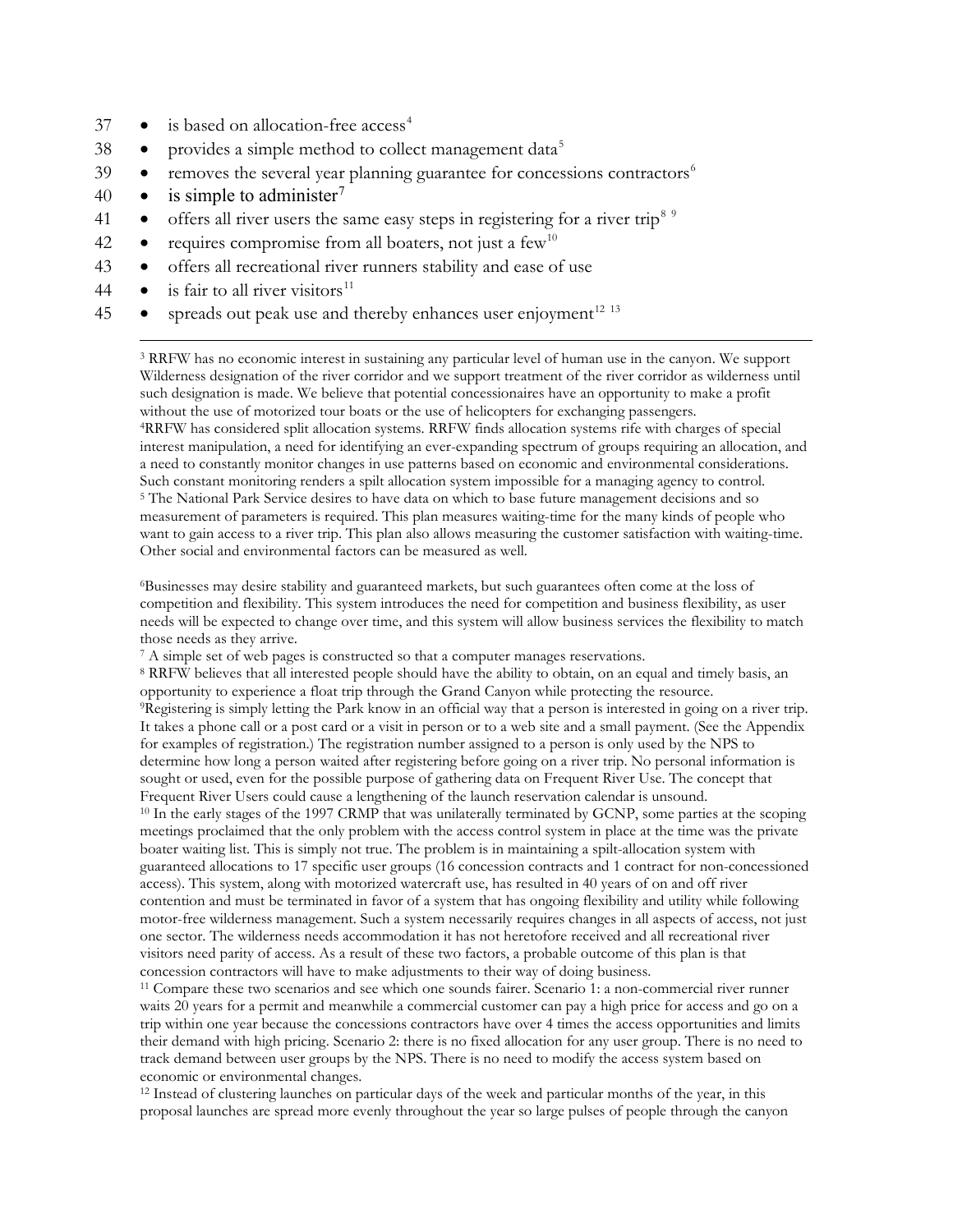37 • is based on allocation-free access[4]

38 • provides a simple method to collect management data[5]

39 • removes the several year planning guarantee for concessions contractors[6]

40 • is simple to administer[7]

41 • offers all river users the same easy steps in registering for a river trip[8] [9]

42 • requires compromise from all boaters, not just a few[10]

43 • offers all recreational river runners stability and ease of use

44 • is fair to all river visitors[11]

45 • spreads out peak use and thereby enhances user enjoyment[12] [13]

---

[3] RRFW has no economic interest in sustaining any particular level of human use in the canyon. We support Wilderness designation of the river corridor and we support treatment of the river corridor as wilderness until such designation is made. We believe that potential concessionaires have an opportunity to make a profit without the use of motorized tour boats or the use of helicopters for exchanging passengers.

[4] RRFW has considered split allocation systems. RRFW finds allocation systems rife with charges of special interest manipulation, a need for identifying an ever-expanding spectrum of groups requiring an allocation, and a need to constantly monitor changes in use patterns based on economic and environmental considerations. Such constant monitoring renders a spilt allocation system impossible for a managing agency to control.

[5] The National Park Service desires to have data on which to base future management decisions and so measurement of parameters is required. This plan measures waiting-time for the many kinds of people who want to gain access to a river trip. This plan also allows measuring the customer satisfaction with waiting-time. Other social and environmental factors can be measured as well.

[6] Businesses may desire stability and guaranteed markets, but such guarantees often come at the loss of competition and flexibility. This system introduces the need for competition and business flexibility, as user needs will be expected to change over time, and this system will allow business services the flexibility to match those needs as they arrive.

[7] A simple set of web pages is constructed so that a computer manages reservations.

[8] RRFW believes that all interested people should have the ability to obtain, on an equal and timely basis, an opportunity to experience a float trip through the Grand Canyon while protecting the resource.

[9] Registering is simply letting the Park know in an official way that a person is interested in going on a river trip. It takes a phone call or a post card or a visit in person or to a web site and a small payment. (See the Appendix for examples of registration.) The registration number assigned to a person is only used by the NPS to determine how long a person waited after registering before going on a river trip. No personal information is sought or used, even for the possible purpose of gathering data on Frequent River Use. The concept that Frequent River Users could cause a lengthening of the launch reservation calendar is unsound.

[10] In the early stages of the 1997 CRMP that was unilaterally terminated by GCNP, some parties at the scoping meetings proclaimed that the only problem with the access control system in place at the time was the private boater waiting list. This is simply not true. The problem is in maintaining a spilt-allocation system with guaranteed allocations to 17 specific user groups (16 concession contracts and 1 contract for non-concessioned access). This system, along with motorized watercraft use, has resulted in 40 years of on and off river contention and must be terminated in favor of a system that has ongoing flexibility and utility while following motor-free wilderness management. Such a system necessarily requires changes in all aspects of access, not just one sector. The wilderness needs accommodation it has not heretofore received and all recreational river visitors need parity of access. As a result of these two factors, a probable outcome of this plan is that concession contractors will have to make adjustments to their way of doing business.

[11] Compare these two scenarios and see which one sounds fairer. Scenario 1: a non-commercial river runner waits 20 years for a permit and meanwhile a commercial customer can pay a high price for access and go on a trip within one year because the concessions contractors have over 4 times the access opportunities and limits their demand with high pricing. Scenario 2: there is no fixed allocation for any user group. There is no need to track demand between user groups by the NPS. There is no need to modify the access system based on economic or environmental changes.

[12] Instead of clustering launches on particular days of the week and particular months of the year, in this proposal launches are spread more evenly throughout the year so large pulses of people through the canyon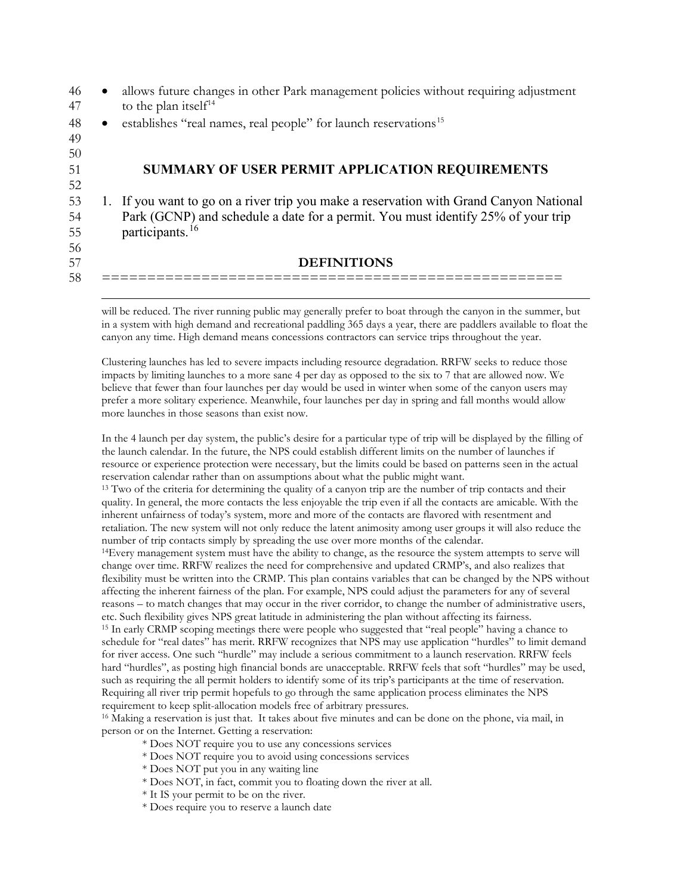- allows future changes in other Park management policies without requiring adjustment to the plan itself[14]
- establishes "real names, real people" for launch reservations[15]

## SUMMARY OF USER PERMIT APPLICATION REQUIREMENTS

1. If you want to go on a river trip you make a reservation with Grand Canyon National Park (GCNP) and schedule a date for a permit. You must identify 25% of your trip participants.[16]

## DEFINITIONS

==================================================

will be reduced. The river running public may generally prefer to boat through the canyon in the summer, but in a system with high demand and recreational paddling 365 days a year, there are paddlers available to float the canyon any time. High demand means concessions contractors can service trips throughout the year.

Clustering launches has led to severe impacts including resource degradation. RRFW seeks to reduce those impacts by limiting launches to a more sane 4 per day as opposed to the six to 7 that are allowed now. We believe that fewer than four launches per day would be used in winter when some of the canyon users may prefer a more solitary experience. Meanwhile, four launches per day in spring and fall months would allow more launches in those seasons than exist now.

In the 4 launch per day system, the public's desire for a particular type of trip will be displayed by the filling of the launch calendar. In the future, the NPS could establish different limits on the number of launches if resource or experience protection were necessary, but the limits could be based on patterns seen in the actual reservation calendar rather than on assumptions about what the public might want.

[13] Two of the criteria for determining the quality of a canyon trip are the number of trip contacts and their quality. In general, the more contacts the less enjoyable the trip even if all the contacts are amicable. With the inherent unfairness of today's system, more and more of the contacts are flavored with resentment and retaliation. The new system will not only reduce the latent animosity among user groups it will also reduce the number of trip contacts simply by spreading the use over more months of the calendar.

[14] Every management system must have the ability to change, as the resource the system attempts to serve will change over time. RRFW realizes the need for comprehensive and updated CRMP's, and also realizes that flexibility must be written into the CRMP. This plan contains variables that can be changed by the NPS without affecting the inherent fairness of the plan. For example, NPS could adjust the parameters for any of several reasons – to match changes that may occur in the river corridor, to change the number of administrative users, etc. Such flexibility gives NPS great latitude in administering the plan without affecting its fairness.

[15] In early CRMP scoping meetings there were people who suggested that "real people" having a chance to schedule for "real dates" has merit. RRFW recognizes that NPS may use application "hurdles" to limit demand for river access. One such "hurdle" may include a serious commitment to a launch reservation. RRFW feels hard "hurdles", as posting high financial bonds are unacceptable. RRFW feels that soft "hurdles" may be used, such as requiring the all permit holders to identify some of its trip's participants at the time of reservation. Requiring all river trip permit hopefuls to go through the same application process eliminates the NPS requirement to keep split-allocation models free of arbitrary pressures.

[16] Making a reservation is just that. It takes about five minutes and can be done on the phone, via mail, in person or on the Internet. Getting a reservation:

* Does NOT require you to use any concessions services
* Does NOT require you to avoid using concessions services
* Does NOT put you in any waiting line
* Does NOT, in fact, commit you to floating down the river at all.
* It IS your permit to be on the river.
* Does require you to reserve a launch date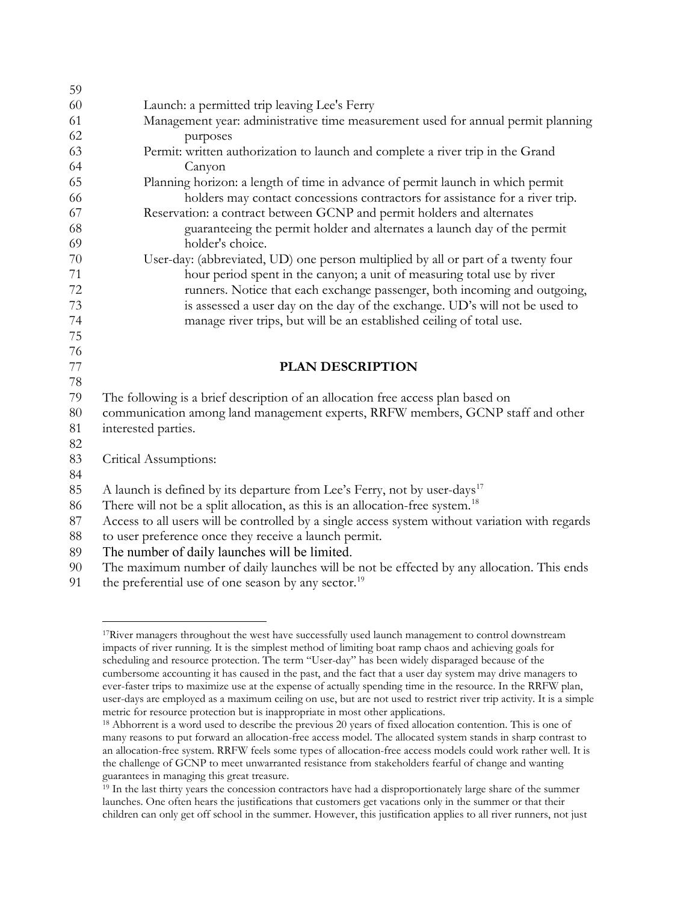Launch: a permitted trip leaving Lee's Ferry

Management year: administrative time measurement used for annual permit planning purposes

Permit: written authorization to launch and complete a river trip in the Grand Canyon

Planning horizon: a length of time in advance of permit launch in which permit holders may contact concessions contractors for assistance for a river trip.

Reservation: a contract between GCNP and permit holders and alternates guaranteeing the permit holder and alternates a launch day of the permit holder's choice.

User-day: (abbreviated, UD) one person multiplied by all or part of a twenty four hour period spent in the canyon; a unit of measuring total use by river runners. Notice that each exchange passenger, both incoming and outgoing, is assessed a user day on the day of the exchange. UD's will not be used to manage river trips, but will be an established ceiling of total use.

## PLAN DESCRIPTION

The following is a brief description of an allocation free access plan based on communication among land management experts, RRFW members, GCNP staff and other interested parties.

Critical Assumptions:

A launch is defined by its departure from Lee's Ferry, not by user-days[17]

There will not be a split allocation, as this is an allocation-free system.[18]

Access to all users will be controlled by a single access system without variation with regards to user preference once they receive a launch permit.

The number of daily launches will be limited.

The maximum number of daily launches will be not be effected by any allocation. This ends the preferential use of one season by any sector.[19]

---

[17]River managers throughout the west have successfully used launch management to control downstream impacts of river running. It is the simplest method of limiting boat ramp chaos and achieving goals for scheduling and resource protection. The term "User-day" has been widely disparaged because of the cumbersome accounting it has caused in the past, and the fact that a user day system may drive managers to ever-faster trips to maximize use at the expense of actually spending time in the resource. In the RRFW plan, user-days are employed as a maximum ceiling on use, but are not used to restrict river trip activity. It is a simple metric for resource protection but is inappropriate in most other applications.

[18] Abhorrent is a word used to describe the previous 20 years of fixed allocation contention. This is one of many reasons to put forward an allocation-free access model. The allocated system stands in sharp contrast to an allocation-free system. RRFW feels some types of allocation-free access models could work rather well. It is the challenge of GCNP to meet unwarranted resistance from stakeholders fearful of change and wanting guarantees in managing this great treasure.

[19] In the last thirty years the concession contractors have had a disproportionately large share of the summer launches. One often hears the justifications that customers get vacations only in the summer or that their children can only get off school in the summer. However, this justification applies to all river runners, not just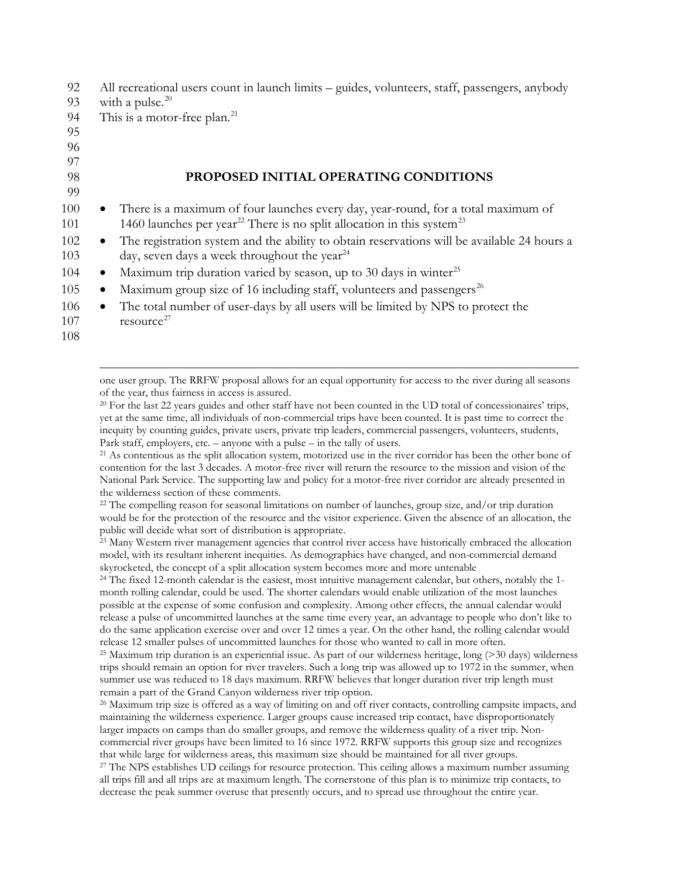All recreational users count in launch limits – guides, volunteers, staff, passengers, anybody with a pulse.[20]

This is a motor-free plan.[21]

## PROPOSED INITIAL OPERATING CONDITIONS

- There is a maximum of four launches every day, year-round, for a total maximum of 1460 launches per year[22] There is no split allocation in this system[23]
- The registration system and the ability to obtain reservations will be available 24 hours a day, seven days a week throughout the year[24]
- Maximum trip duration varied by season, up to 30 days in winter[25]
- Maximum group size of 16 including staff, volunteers and passengers[26]
- The total number of user-days by all users will be limited by NPS to protect the resource[27]

---

one user group. The RRFW proposal allows for an equal opportunity for access to the river during all seasons of the year, thus fairness in access is assured.

[20] For the last 22 years guides and other staff have not been counted in the UD total of concessionaires' trips, yet at the same time, all individuals of non-commercial trips have been counted. It is past time to correct the inequity by counting guides, private users, private trip leaders, commercial passengers, volunteers, students, Park staff, employers, etc. – anyone with a pulse – in the tally of users.

[21] As contentious as the split allocation system, motorized use in the river corridor has been the other bone of contention for the last 3 decades. A motor-free river will return the resource to the mission and vision of the National Park Service. The supporting law and policy for a motor-free river corridor are already presented in the wilderness section of these comments.

[22] The compelling reason for seasonal limitations on number of launches, group size, and/or trip duration would be for the protection of the resource and the visitor experience. Given the absence of an allocation, the public will decide what sort of distribution is appropriate.

[23] Many Western river management agencies that control river access have historically embraced the allocation model, with its resultant inherent inequities. As demographics have changed, and non-commercial demand skyrocketed, the concept of a split allocation system becomes more and more untenable

[24] The fixed 12-month calendar is the easiest, most intuitive management calendar, but others, notably the 1-month rolling calendar, could be used. The shorter calendars would enable utilization of the most launches possible at the expense of some confusion and complexity. Among other effects, the annual calendar would release a pulse of uncommitted launches at the same time every year, an advantage to people who don't like to do the same application exercise over and over 12 times a year. On the other hand, the rolling calendar would release 12 smaller pulses of uncommitted launches for those who wanted to call in more often.

[25] Maximum trip duration is an experiential issue. As part of our wilderness heritage, long (>30 days) wilderness trips should remain an option for river travelers. Such a long trip was allowed up to 1972 in the summer, when summer use was reduced to 18 days maximum. RRFW believes that longer duration river trip length must remain a part of the Grand Canyon wilderness river trip option.

[26] Maximum trip size is offered as a way of limiting on and off river contacts, controlling campsite impacts, and maintaining the wilderness experience. Larger groups cause increased trip contact, have disproportionately larger impacts on camps than do smaller groups, and remove the wilderness quality of a river trip. Non-commercial river groups have been limited to 16 since 1972. RRFW supports this group size and recognizes that while large for wilderness areas, this maximum size should be maintained for all river groups.

[27] The NPS establishes UD ceilings for resource protection. This ceiling allows a maximum number assuming all trips fill and all trips are at maximum length. The cornerstone of this plan is to minimize trip contacts, to decrease the peak summer overuse that presently occurs, and to spread use throughout the entire year.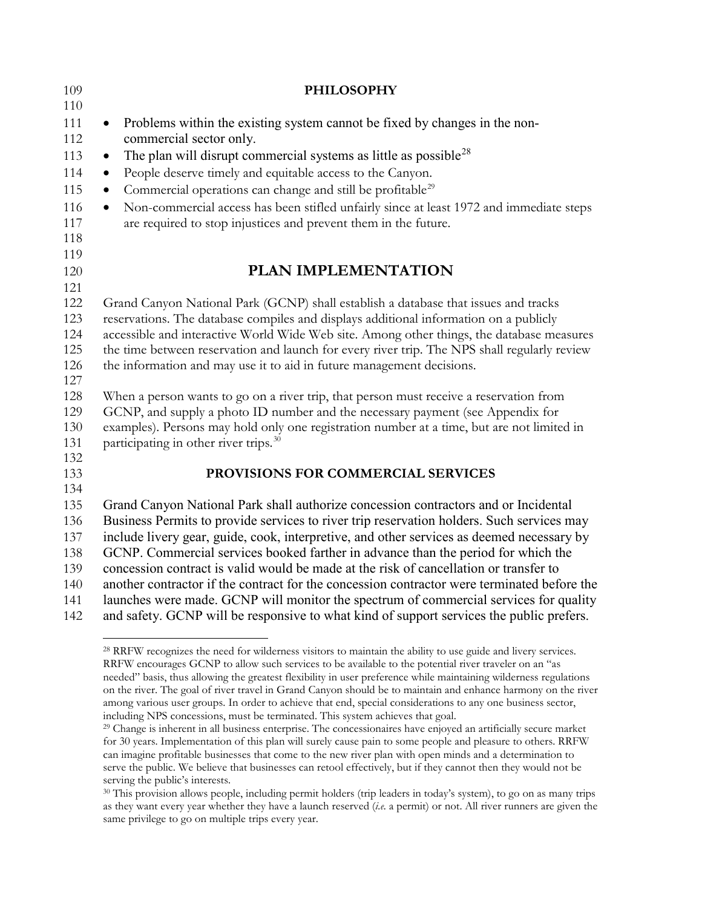### PHILOSOPHY

- Problems within the existing system cannot be fixed by changes in the non-commercial sector only.
- The plan will disrupt commercial systems as little as possible[28]
- People deserve timely and equitable access to the Canyon.
- Commercial operations can change and still be profitable[29]
- Non-commercial access has been stifled unfairly since at least 1972 and immediate steps are required to stop injustices and prevent them in the future.

## PLAN IMPLEMENTATION

Grand Canyon National Park (GCNP) shall establish a database that issues and tracks reservations. The database compiles and displays additional information on a publicly accessible and interactive World Wide Web site. Among other things, the database measures the time between reservation and launch for every river trip. The NPS shall regularly review the information and may use it to aid in future management decisions.

When a person wants to go on a river trip, that person must receive a reservation from GCNP, and supply a photo ID number and the necessary payment (see Appendix for examples). Persons may hold only one registration number at a time, but are not limited in participating in other river trips.[30]

### PROVISIONS FOR COMMERCIAL SERVICES

Grand Canyon National Park shall authorize concession contractors and or Incidental Business Permits to provide services to river trip reservation holders. Such services may include livery gear, guide, cook, interpretive, and other services as deemed necessary by GCNP. Commercial services booked farther in advance than the period for which the concession contract is valid would be made at the risk of cancellation or transfer to another contractor if the contract for the concession contractor were terminated before the launches were made. GCNP will monitor the spectrum of commercial services for quality and safety. GCNP will be responsive to what kind of support services the public prefers.

---

[28] RRFW recognizes the need for wilderness visitors to maintain the ability to use guide and livery services. RRFW encourages GCNP to allow such services to be available to the potential river traveler on an "as needed" basis, thus allowing the greatest flexibility in user preference while maintaining wilderness regulations on the river. The goal of river travel in Grand Canyon should be to maintain and enhance harmony on the river among various user groups. In order to achieve that end, special considerations to any one business sector, including NPS concessions, must be terminated. This system achieves that goal.

[29] Change is inherent in all business enterprise. The concessionaires have enjoyed an artificially secure market for 30 years. Implementation of this plan will surely cause pain to some people and pleasure to others. RRFW can imagine profitable businesses that come to the new river plan with open minds and a determination to serve the public. We believe that businesses can retool effectively, but if they cannot then they would not be serving the public's interests.

[30] This provision allows people, including permit holders (trip leaders in today's system), to go on as many trips as they want every year whether they have a launch reserved (*i.e.* a permit) or not. All river runners are given the same privilege to go on multiple trips every year.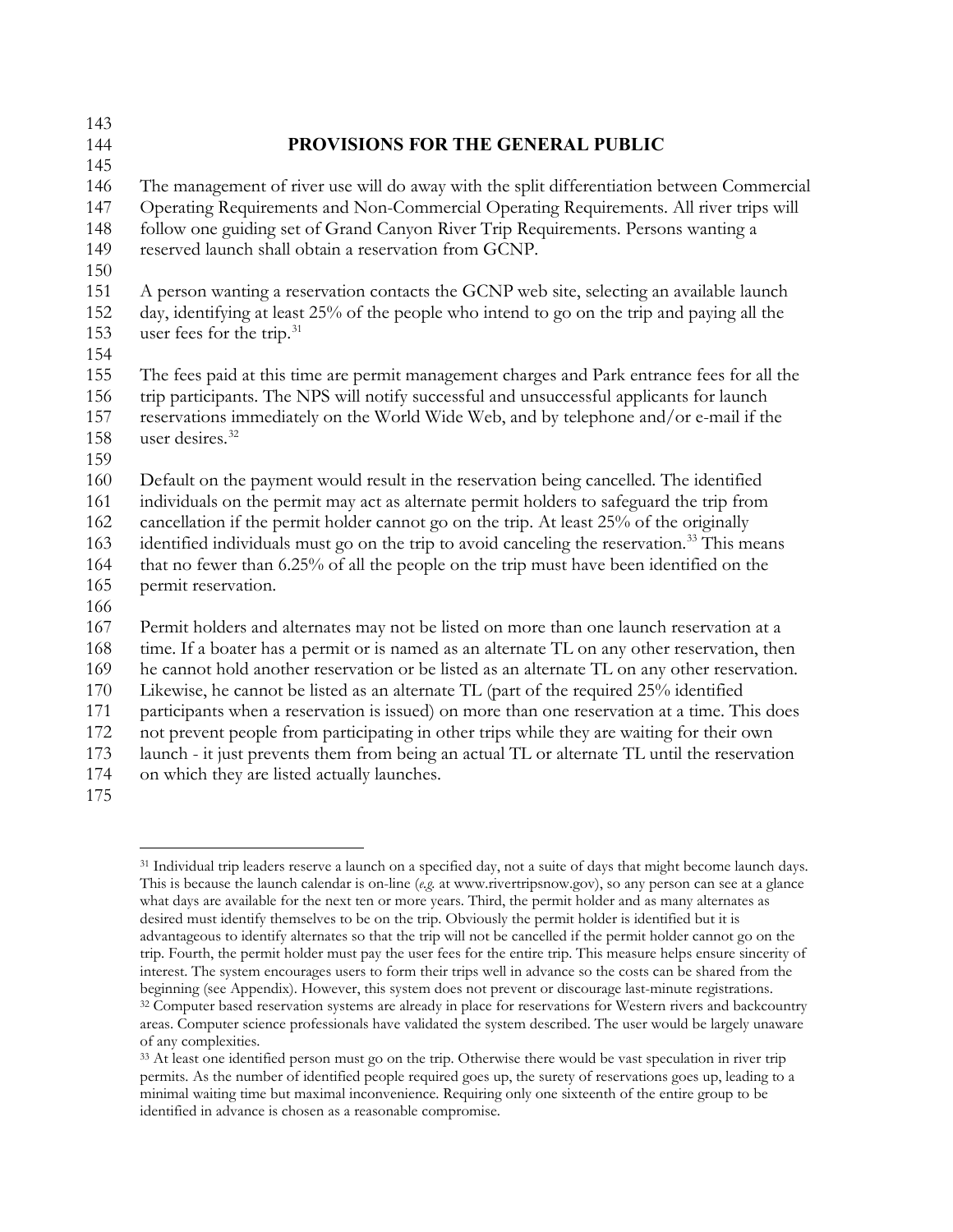## PROVISIONS FOR THE GENERAL PUBLIC

The management of river use will do away with the split differentiation between Commercial Operating Requirements and Non-Commercial Operating Requirements. All river trips will follow one guiding set of Grand Canyon River Trip Requirements. Persons wanting a reserved launch shall obtain a reservation from GCNP.

A person wanting a reservation contacts the GCNP web site, selecting an available launch day, identifying at least 25% of the people who intend to go on the trip and paying all the user fees for the trip.[31]

The fees paid at this time are permit management charges and Park entrance fees for all the trip participants. The NPS will notify successful and unsuccessful applicants for launch reservations immediately on the World Wide Web, and by telephone and/or e-mail if the user desires.[32]

Default on the payment would result in the reservation being cancelled. The identified individuals on the permit may act as alternate permit holders to safeguard the trip from cancellation if the permit holder cannot go on the trip. At least 25% of the originally identified individuals must go on the trip to avoid canceling the reservation.[33] This means that no fewer than 6.25% of all the people on the trip must have been identified on the permit reservation.

Permit holders and alternates may not be listed on more than one launch reservation at a time. If a boater has a permit or is named as an alternate TL on any other reservation, then he cannot hold another reservation or be listed as an alternate TL on any other reservation. Likewise, he cannot be listed as an alternate TL (part of the required 25% identified participants when a reservation is issued) on more than one reservation at a time. This does not prevent people from participating in other trips while they are waiting for their own launch - it just prevents them from being an actual TL or alternate TL until the reservation on which they are listed actually launches.

---

[31] Individual trip leaders reserve a launch on a specified day, not a suite of days that might become launch days. This is because the launch calendar is on-line (*e.g.* at www.rivertripsnow.gov), so any person can see at a glance what days are available for the next ten or more years. Third, the permit holder and as many alternates as desired must identify themselves to be on the trip. Obviously the permit holder is identified but it is advantageous to identify alternates so that the trip will not be cancelled if the permit holder cannot go on the trip. Fourth, the permit holder must pay the user fees for the entire trip. This measure helps ensure sincerity of interest. The system encourages users to form their trips well in advance so the costs can be shared from the beginning (see Appendix). However, this system does not prevent or discourage last-minute registrations.

[32] Computer based reservation systems are already in place for reservations for Western rivers and backcountry areas. Computer science professionals have validated the system described. The user would be largely unaware of any complexities.

[33] At least one identified person must go on the trip. Otherwise there would be vast speculation in river trip permits. As the number of identified people required goes up, the surety of reservations goes up, leading to a minimal waiting time but maximal inconvenience. Requiring only one sixteenth of the entire group to be identified in advance is chosen as a reasonable compromise.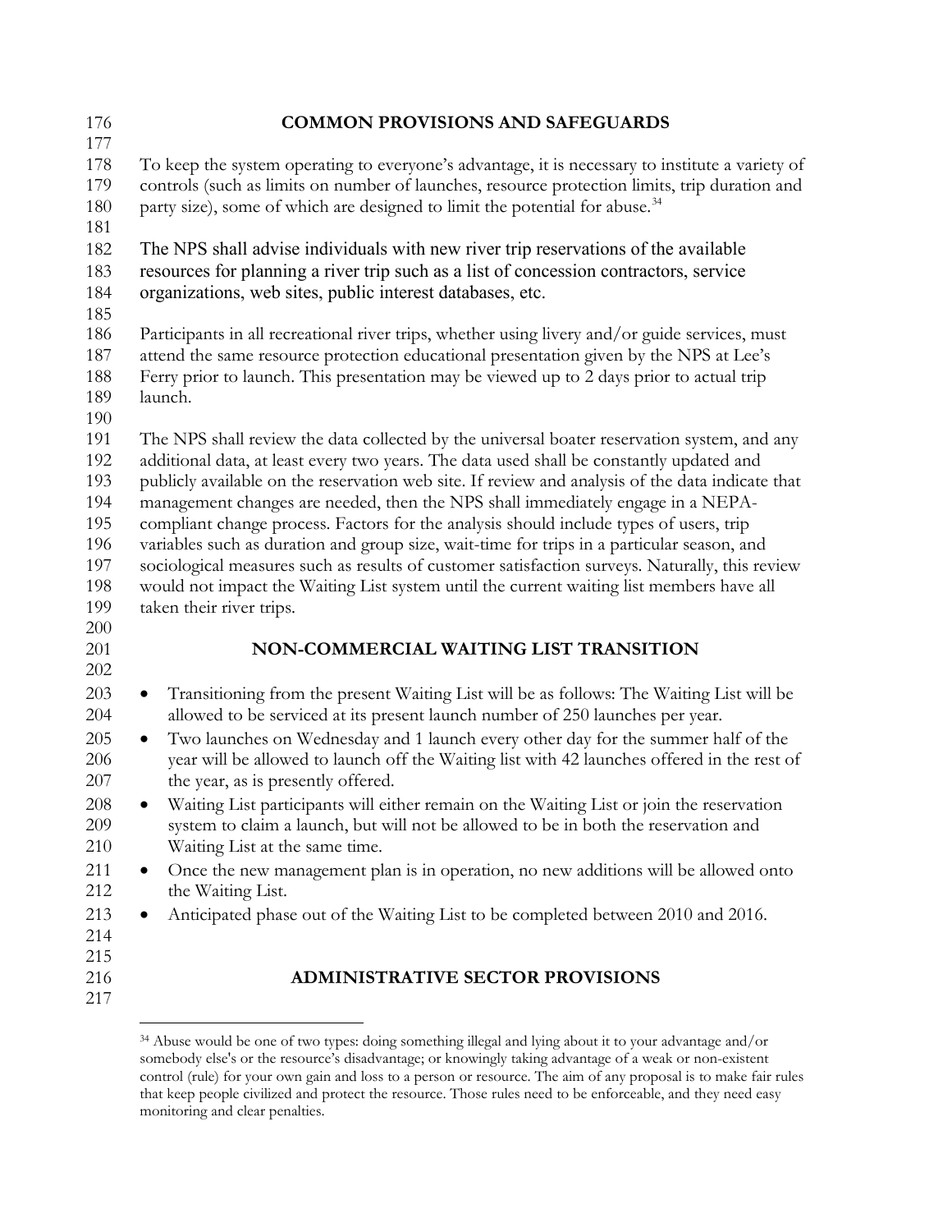## COMMON PROVISIONS AND SAFEGUARDS

To keep the system operating to everyone's advantage, it is necessary to institute a variety of controls (such as limits on number of launches, resource protection limits, trip duration and party size), some of which are designed to limit the potential for abuse.[34]

The NPS shall advise individuals with new river trip reservations of the available resources for planning a river trip such as a list of concession contractors, service organizations, web sites, public interest databases, etc.

Participants in all recreational river trips, whether using livery and/or guide services, must attend the same resource protection educational presentation given by the NPS at Lee's Ferry prior to launch. This presentation may be viewed up to 2 days prior to actual trip launch.

The NPS shall review the data collected by the universal boater reservation system, and any additional data, at least every two years. The data used shall be constantly updated and publicly available on the reservation web site. If review and analysis of the data indicate that management changes are needed, then the NPS shall immediately engage in a NEPA-compliant change process. Factors for the analysis should include types of users, trip variables such as duration and group size, wait-time for trips in a particular season, and sociological measures such as results of customer satisfaction surveys. Naturally, this review would not impact the Waiting List system until the current waiting list members have all taken their river trips.

## NON-COMMERCIAL WAITING LIST TRANSITION

- Transitioning from the present Waiting List will be as follows: The Waiting List will be allowed to be serviced at its present launch number of 250 launches per year.
- Two launches on Wednesday and 1 launch every other day for the summer half of the year will be allowed to launch off the Waiting list with 42 launches offered in the rest of the year, as is presently offered.
- Waiting List participants will either remain on the Waiting List or join the reservation system to claim a launch, but will not be allowed to be in both the reservation and Waiting List at the same time.
- Once the new management plan is in operation, no new additions will be allowed onto the Waiting List.
- Anticipated phase out of the Waiting List to be completed between 2010 and 2016.

## ADMINISTRATIVE SECTOR PROVISIONS

[34] Abuse would be one of two types: doing something illegal and lying about it to your advantage and/or somebody else's or the resource's disadvantage; or knowingly taking advantage of a weak or non-existent control (rule) for your own gain and loss to a person or resource. The aim of any proposal is to make fair rules that keep people civilized and protect the resource. Those rules need to be enforceable, and they need easy monitoring and clear penalties.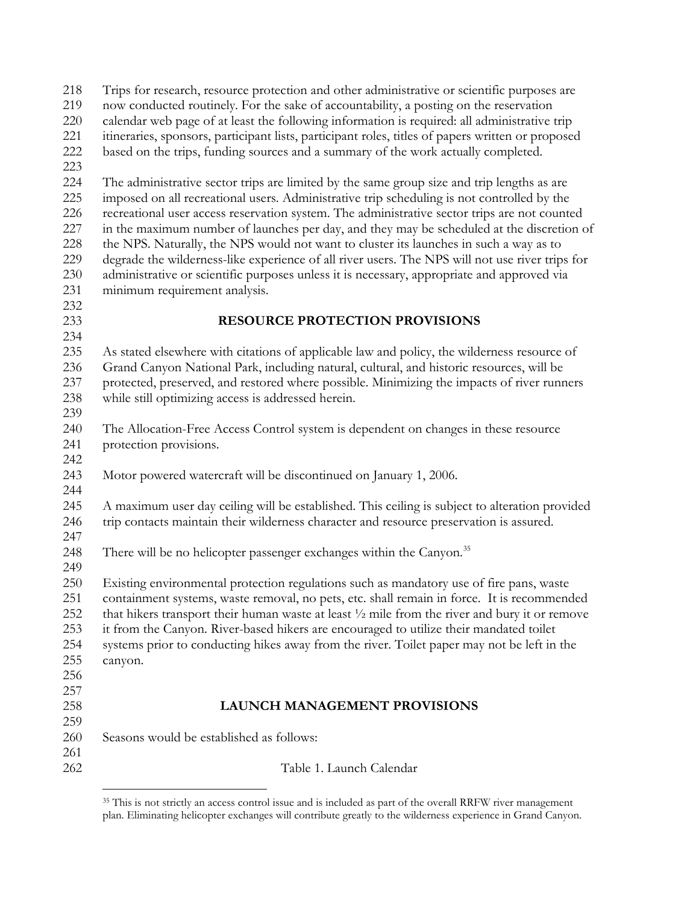Trips for research, resource protection and other administrative or scientific purposes are now conducted routinely. For the sake of accountability, a posting on the reservation calendar web page of at least the following information is required: all administrative trip itineraries, sponsors, participant lists, participant roles, titles of papers written or proposed based on the trips, funding sources and a summary of the work actually completed.

The administrative sector trips are limited by the same group size and trip lengths as are imposed on all recreational users. Administrative trip scheduling is not controlled by the recreational user access reservation system. The administrative sector trips are not counted in the maximum number of launches per day, and they may be scheduled at the discretion of the NPS. Naturally, the NPS would not want to cluster its launches in such a way as to degrade the wilderness-like experience of all river users. The NPS will not use river trips for administrative or scientific purposes unless it is necessary, appropriate and approved via minimum requirement analysis.

## RESOURCE PROTECTION PROVISIONS

As stated elsewhere with citations of applicable law and policy, the wilderness resource of Grand Canyon National Park, including natural, cultural, and historic resources, will be protected, preserved, and restored where possible. Minimizing the impacts of river runners while still optimizing access is addressed herein.

The Allocation-Free Access Control system is dependent on changes in these resource protection provisions.

Motor powered watercraft will be discontinued on January 1, 2006.

A maximum user day ceiling will be established. This ceiling is subject to alteration provided trip contacts maintain their wilderness character and resource preservation is assured.

There will be no helicopter passenger exchanges within the Canyon.[35]

Existing environmental protection regulations such as mandatory use of fire pans, waste containment systems, waste removal, no pets, etc. shall remain in force. It is recommended that hikers transport their human waste at least ½ mile from the river and bury it or remove it from the Canyon. River-based hikers are encouraged to utilize their mandated toilet systems prior to conducting hikes away from the river. Toilet paper may not be left in the canyon.

## LAUNCH MANAGEMENT PROVISIONS

Seasons would be established as follows:

Table 1. Launch Calendar

[35] This is not strictly an access control issue and is included as part of the overall RRFW river management plan. Eliminating helicopter exchanges will contribute greatly to the wilderness experience in Grand Canyon.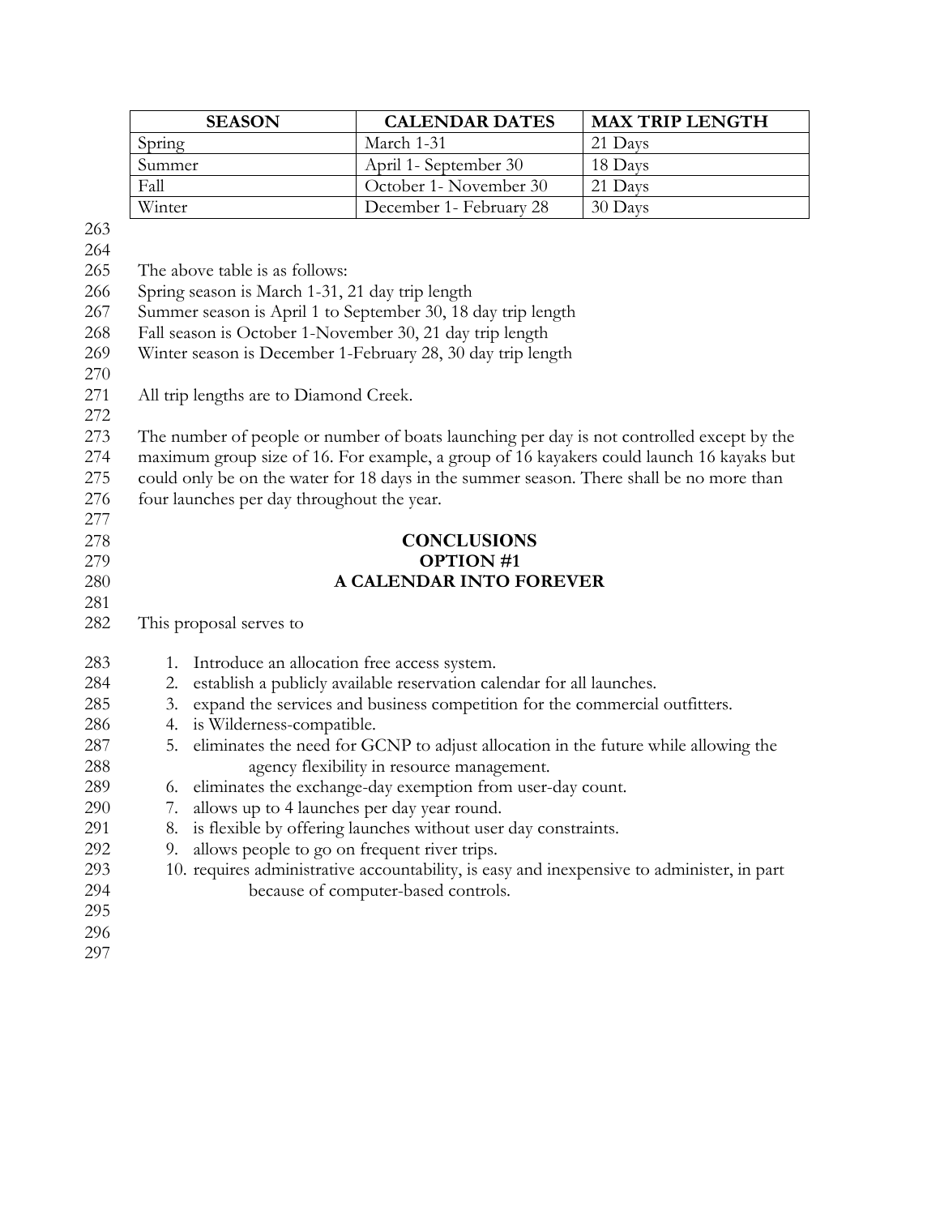| SEASON | CALENDAR DATES | MAX TRIP LENGTH |
|---|---|---|
| Spring | March 1-31 | 21 Days |
| Summer | April 1- September 30 | 18 Days |
| Fall | October 1- November 30 | 21 Days |
| Winter | December 1- February 28 | 30 Days |

The above table is as follows:
Spring season is March 1-31, 21 day trip length
Summer season is April 1 to September 30, 18 day trip length
Fall season is October 1-November 30, 21 day trip length
Winter season is December 1-February 28, 30 day trip length

All trip lengths are to Diamond Creek.

The number of people or number of boats launching per day is not controlled except by the maximum group size of 16. For example, a group of 16 kayakers could launch 16 kayaks but could only be on the water for 18 days in the summer season. There shall be no more than four launches per day throughout the year.

## CONCLUSIONS
## OPTION #1
## A CALENDAR INTO FOREVER

This proposal serves to

1. Introduce an allocation free access system.
2. establish a publicly available reservation calendar for all launches.
3. expand the services and business competition for the commercial outfitters.
4. is Wilderness-compatible.
5. eliminates the need for GCNP to adjust allocation in the future while allowing the agency flexibility in resource management.
6. eliminates the exchange-day exemption from user-day count.
7. allows up to 4 launches per day year round.
8. is flexible by offering launches without user day constraints.
9. allows people to go on frequent river trips.
10. requires administrative accountability, is easy and inexpensive to administer, in part because of computer-based controls.